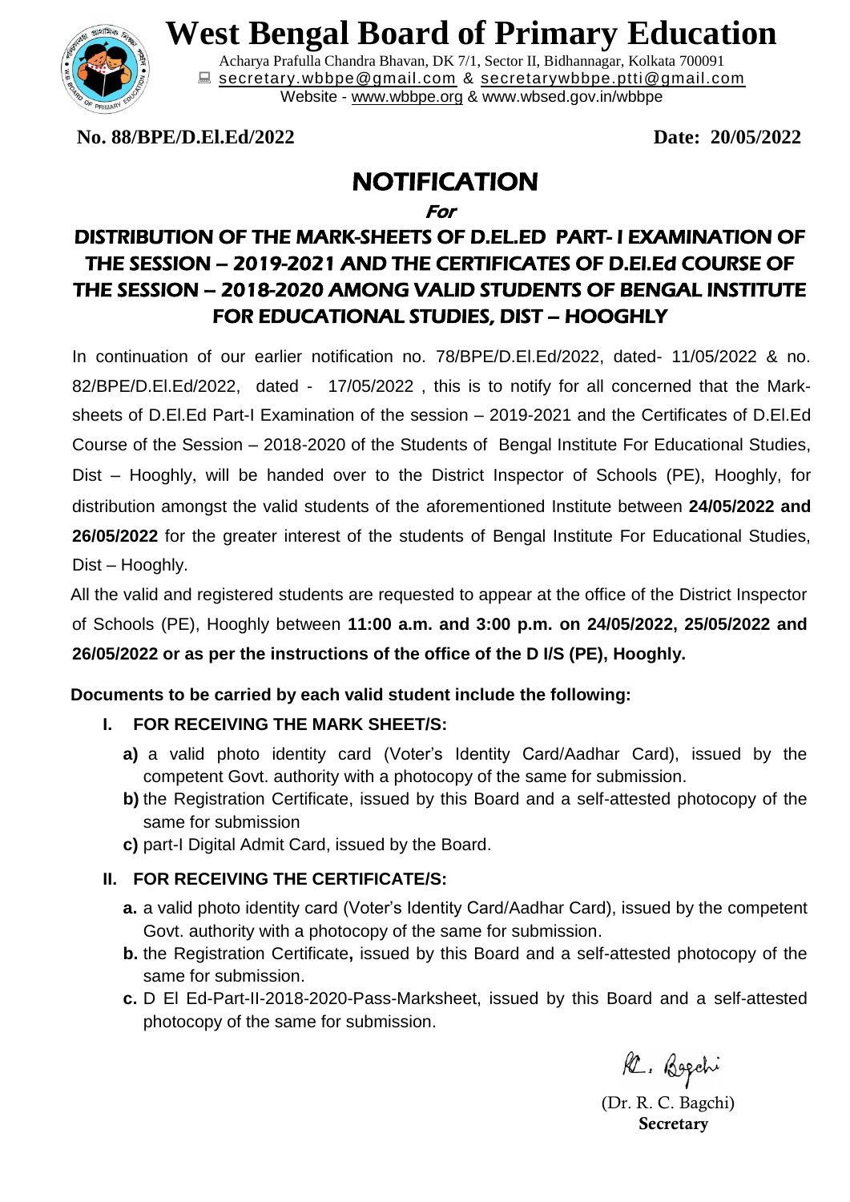# West Bengal Board of Primary Education

Acharya Prafulla Chandra Bhavan, DK 7/1, Sector II, Bidhannagar, Kolkata 700091
secretary.wbbpe@gmail.com & secretarywbbpe.ptti@gmail.com
Website - www.wbbpe.org & www.wbsed.gov.in/wbbpe

**No. 88/BPE/D.El.Ed/2022** **Date: 20/05/2022**

## NOTIFICATION

***For***

## DISTRIBUTION OF THE MARK-SHEETS OF D.EL.ED PART- I EXAMINATION OF THE SESSION – 2019-2021 AND THE CERTIFICATES OF D.El.Ed COURSE OF THE SESSION – 2018-2020 AMONG VALID STUDENTS OF BENGAL INSTITUTE FOR EDUCATIONAL STUDIES, DIST – HOOGHLY

In continuation of our earlier notification no. 78/BPE/D.El.Ed/2022, dated- 11/05/2022 & no. 82/BPE/D.El.Ed/2022, dated - 17/05/2022 , this is to notify for all concerned that the Mark-sheets of D.El.Ed Part-I Examination of the session – 2019-2021 and the Certificates of D.El.Ed Course of the Session – 2018-2020 of the Students of Bengal Institute For Educational Studies, Dist – Hooghly, will be handed over to the District Inspector of Schools (PE), Hooghly, for distribution amongst the valid students of the aforementioned Institute between **24/05/2022 and 26/05/2022** for the greater interest of the students of Bengal Institute For Educational Studies, Dist – Hooghly.

All the valid and registered students are requested to appear at the office of the District Inspector of Schools (PE), Hooghly between **11:00 a.m. and 3:00 p.m. on 24/05/2022, 25/05/2022 and 26/05/2022 or as per the instructions of the office of the D I/S (PE), Hooghly.**

**Documents to be carried by each valid student include the following:**

**I. FOR RECEIVING THE MARK SHEET/S:**

- **a)** a valid photo identity card (Voter's Identity Card/Aadhar Card), issued by the competent Govt. authority with a photocopy of the same for submission.
- **b)** the Registration Certificate, issued by this Board and a self-attested photocopy of the same for submission
- **c)** part-I Digital Admit Card, issued by the Board.

**II. FOR RECEIVING THE CERTIFICATE/S:**

- **a.** a valid photo identity card (Voter's Identity Card/Aadhar Card), issued by the competent Govt. authority with a photocopy of the same for submission.
- **b.** the Registration Certificate**,** issued by this Board and a self-attested photocopy of the same for submission.
- **c.** D El Ed-Part-II-2018-2020-Pass-Marksheet, issued by this Board and a self-attested photocopy of the same for submission.

R. Bagchi
(Dr. R. C. Bagchi)
**Secretary**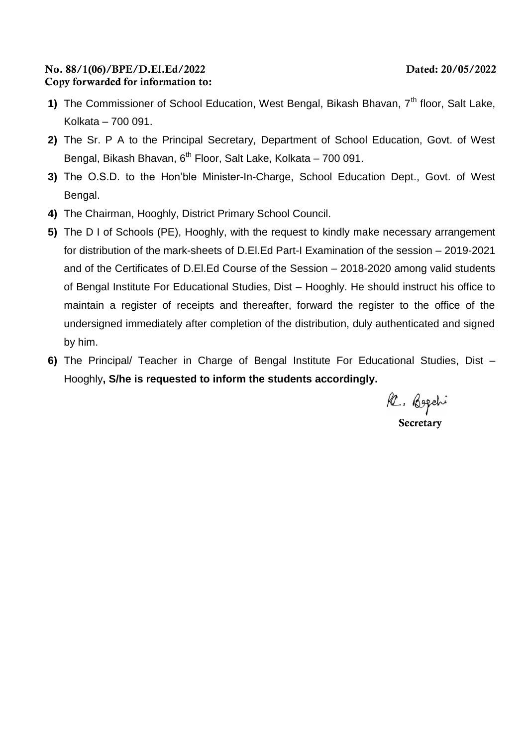**No. 88/1(06)/BPE/D.El.Ed/2022** **Dated: 20/05/2022**

**Copy forwarded for information to:**

1) The Commissioner of School Education, West Bengal, Bikash Bhavan, 7th floor, Salt Lake, Kolkata – 700 091.
2) The Sr. P A to the Principal Secretary, Department of School Education, Govt. of West Bengal, Bikash Bhavan, 6th Floor, Salt Lake, Kolkata – 700 091.
3) The O.S.D. to the Hon'ble Minister-In-Charge, School Education Dept., Govt. of West Bengal.
4) The Chairman, Hooghly, District Primary School Council.
5) The D I of Schools (PE), Hooghly, with the request to kindly make necessary arrangement for distribution of the mark-sheets of D.El.Ed Part-I Examination of the session – 2019-2021 and of the Certificates of D.El.Ed Course of the Session – 2018-2020 among valid students of Bengal Institute For Educational Studies, Dist – Hooghly. He should instruct his office to maintain a register of receipts and thereafter, forward the register to the office of the undersigned immediately after completion of the distribution, duly authenticated and signed by him.
6) The Principal/ Teacher in Charge of Bengal Institute For Educational Studies, Dist – Hooghly**, S/he is requested to inform the students accordingly.**

R. Bagchi

**Secretary**